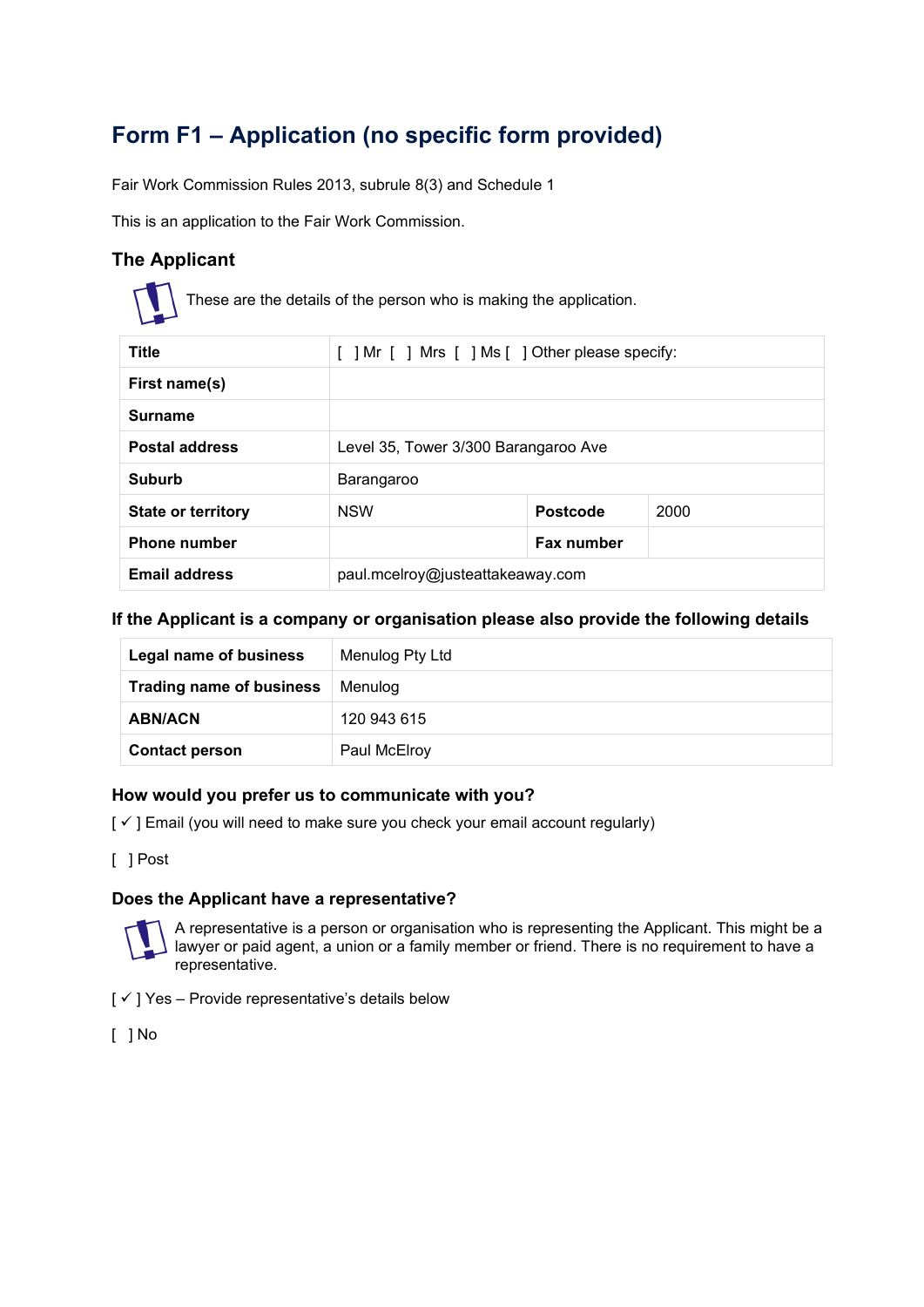# Form F1 – Application (no specific form provided)

Fair Work Commission Rules 2013, subrule 8(3) and Schedule 1

This is an application to the Fair Work Commission.

## The Applicant

These are the details of the person who is making the application.

| | | | |
|---|---|---|---|
| **Title** | [ ] Mr [ ] Mrs [ ] Ms [ ] Other please specify: | | |
| **First name(s)** | | | |
| **Surname** | | | |
| **Postal address** | Level 35, Tower 3/300 Barangaroo Ave | | |
| **Suburb** | Barangaroo | | |
| **State or territory** | NSW | **Postcode** | 2000 |
| **Phone number** | | **Fax number** | |
| **Email address** | paul.mcelroy@justeattakeaway.com | | |

### If the Applicant is a company or organisation please also provide the following details

| | |
|---|---|
| **Legal name of business** | Menulog Pty Ltd |
| **Trading name of business** | Menulog |
| **ABN/ACN** | 120 943 615 |
| **Contact person** | Paul McElroy |

### How would you prefer us to communicate with you?

[ ✓ ] Email (you will need to make sure you check your email account regularly)

[ ] Post

### Does the Applicant have a representative?

A representative is a person or organisation who is representing the Applicant. This might be a lawyer or paid agent, a union or a family member or friend. There is no requirement to have a representative.

[ ✓ ] Yes – Provide representative's details below

[ ] No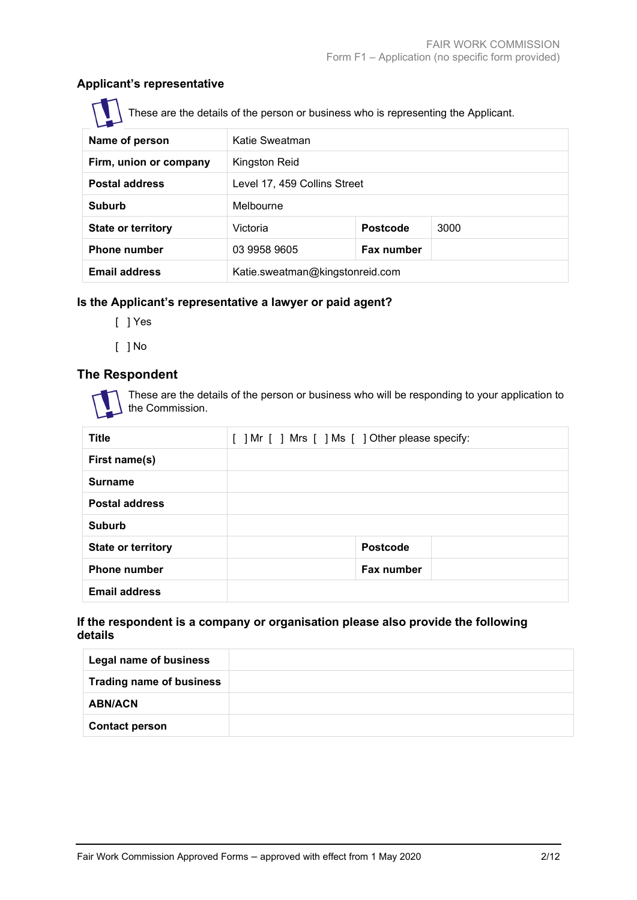## Applicant's representative

These are the details of the person or business who is representing the Applicant.

| | | | |
|---|---|---|---|
| **Name of person** | Katie Sweatman | | |
| **Firm, union or company** | Kingston Reid | | |
| **Postal address** | Level 17, 459 Collins Street | | |
| **Suburb** | Melbourne | | |
| **State or territory** | Victoria | **Postcode** | 3000 |
| **Phone number** | 03 9958 9605 | **Fax number** | |
| **Email address** | Katie.sweatman@kingstonreid.com | | |

### Is the Applicant's representative a lawyer or paid agent?

[ ] Yes

[ ] No

## The Respondent

These are the details of the person or business who will be responding to your application to the Commission.

| | | | |
|---|---|---|---|
| **Title** | [ ] Mr [ ] Mrs [ ] Ms [ ] Other please specify: | | |
| **First name(s)** | | | |
| **Surname** | | | |
| **Postal address** | | | |
| **Suburb** | | | |
| **State or territory** | | **Postcode** | |
| **Phone number** | | **Fax number** | |
| **Email address** | | | |

### If the respondent is a company or organisation please also provide the following details

| | |
|---|---|
| **Legal name of business** | |
| **Trading name of business** | |
| **ABN/ACN** | |
| **Contact person** | |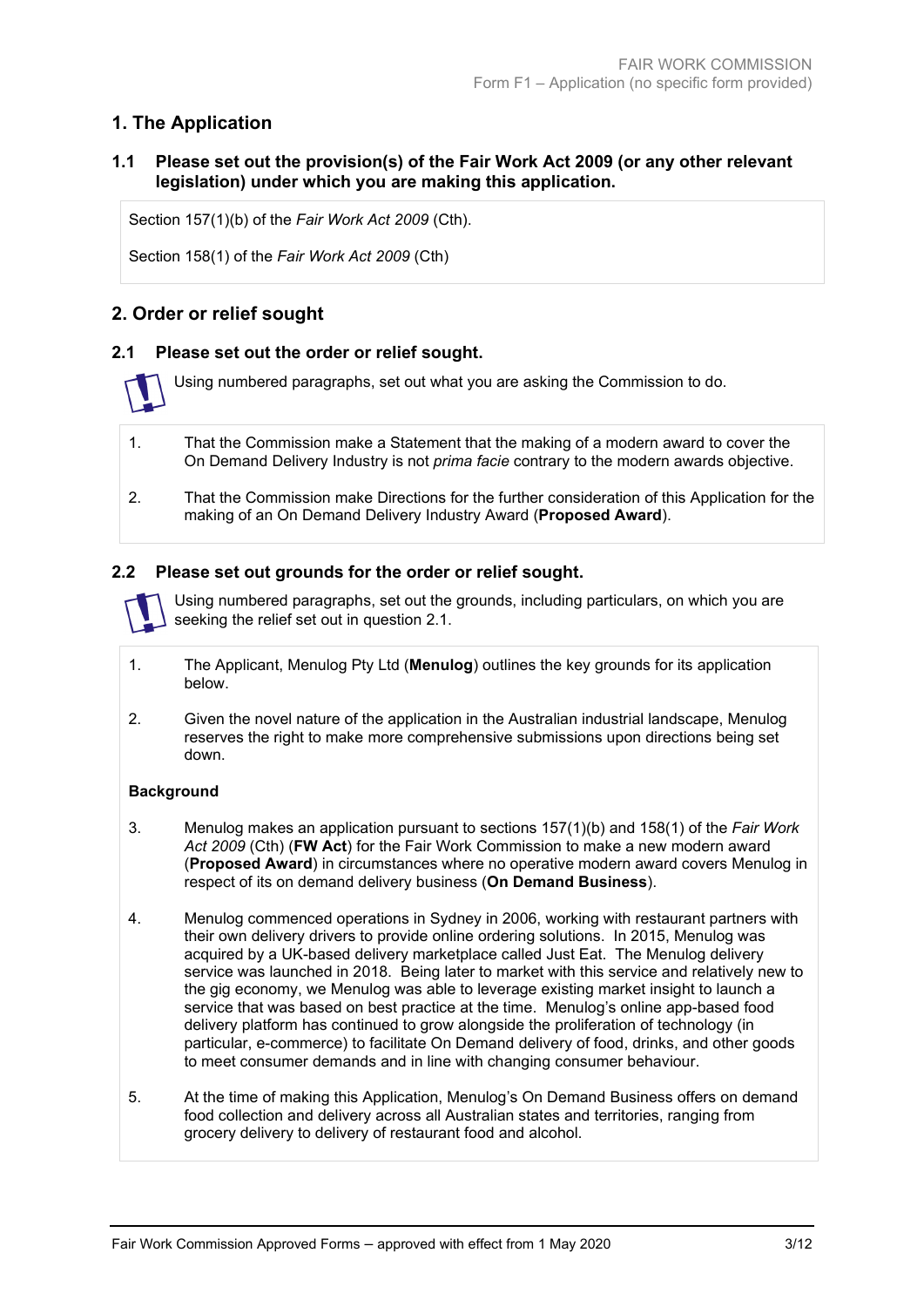## 1. The Application

### 1.1 Please set out the provision(s) of the Fair Work Act 2009 (or any other relevant legislation) under which you are making this application.

Section 157(1)(b) of the *Fair Work Act 2009* (Cth).

Section 158(1) of the *Fair Work Act 2009* (Cth)

## 2. Order or relief sought

### 2.1 Please set out the order or relief sought.

Using numbered paragraphs, set out what you are asking the Commission to do.

1. That the Commission make a Statement that the making of a modern award to cover the On Demand Delivery Industry is not *prima facie* contrary to the modern awards objective.

2. That the Commission make Directions for the further consideration of this Application for the making of an On Demand Delivery Industry Award (**Proposed Award**).

### 2.2 Please set out grounds for the order or relief sought.

Using numbered paragraphs, set out the grounds, including particulars, on which you are seeking the relief set out in question 2.1.

1. The Applicant, Menulog Pty Ltd (**Menulog**) outlines the key grounds for its application below.

2. Given the novel nature of the application in the Australian industrial landscape, Menulog reserves the right to make more comprehensive submissions upon directions being set down.

**Background**

3. Menulog makes an application pursuant to sections 157(1)(b) and 158(1) of the *Fair Work Act 2009* (Cth) (**FW Act**) for the Fair Work Commission to make a new modern award (**Proposed Award**) in circumstances where no operative modern award covers Menulog in respect of its on demand delivery business (**On Demand Business**).

4. Menulog commenced operations in Sydney in 2006, working with restaurant partners with their own delivery drivers to provide online ordering solutions. In 2015, Menulog was acquired by a UK-based delivery marketplace called Just Eat. The Menulog delivery service was launched in 2018. Being later to market with this service and relatively new to the gig economy, we Menulog was able to leverage existing market insight to launch a service that was based on best practice at the time. Menulog's online app-based food delivery platform has continued to grow alongside the proliferation of technology (in particular, e-commerce) to facilitate On Demand delivery of food, drinks, and other goods to meet consumer demands and in line with changing consumer behaviour.

5. At the time of making this Application, Menulog's On Demand Business offers on demand food collection and delivery across all Australian states and territories, ranging from grocery delivery to delivery of restaurant food and alcohol.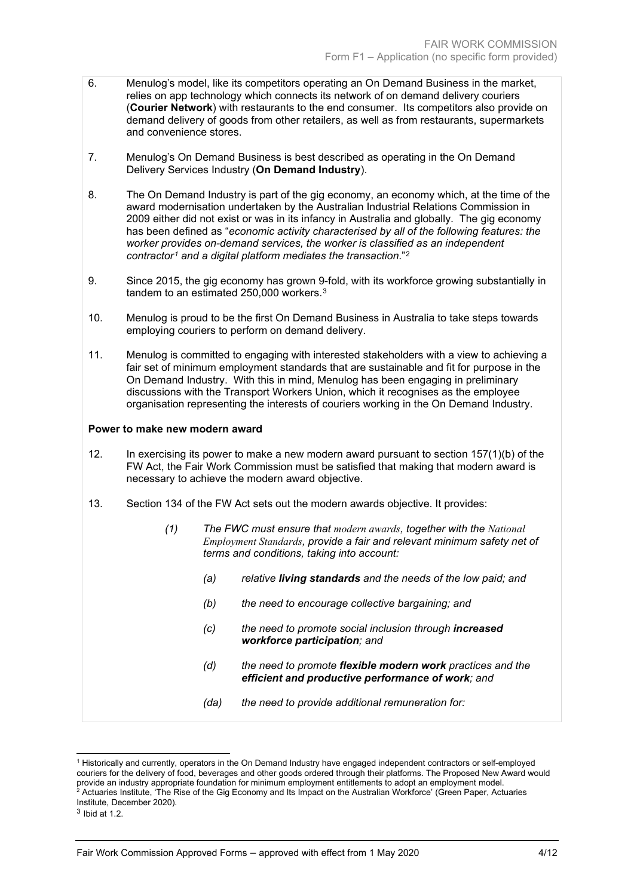6. Menulog's model, like its competitors operating an On Demand Business in the market, relies on app technology which connects its network of on demand delivery couriers (**Courier Network**) with restaurants to the end consumer. Its competitors also provide on demand delivery of goods from other retailers, as well as from restaurants, supermarkets and convenience stores.

7. Menulog's On Demand Business is best described as operating in the On Demand Delivery Services Industry (**On Demand Industry**).

8. The On Demand Industry is part of the gig economy, an economy which, at the time of the award modernisation undertaken by the Australian Industrial Relations Commission in 2009 either did not exist or was in its infancy in Australia and globally. The gig economy has been defined as "*economic activity characterised by all of the following features: the worker provides on-demand services, the worker is classified as an independent contractor*[1] *and a digital platform mediates the transaction*."[2]

9. Since 2015, the gig economy has grown 9-fold, with its workforce growing substantially in tandem to an estimated 250,000 workers.[3]

10. Menulog is proud to be the first On Demand Business in Australia to take steps towards employing couriers to perform on demand delivery.

11. Menulog is committed to engaging with interested stakeholders with a view to achieving a fair set of minimum employment standards that are sustainable and fit for purpose in the On Demand Industry. With this in mind, Menulog has been engaging in preliminary discussions with the Transport Workers Union, which it recognises as the employee organisation representing the interests of couriers working in the On Demand Industry.

**Power to make new modern award**

12. In exercising its power to make a new modern award pursuant to section 157(1)(b) of the FW Act, the Fair Work Commission must be satisfied that making that modern award is necessary to achieve the modern award objective.

13. Section 134 of the FW Act sets out the modern awards objective. It provides:

> *(1) The FWC must ensure that modern awards, together with the National Employment Standards, provide a fair and relevant minimum safety net of terms and conditions, taking into account:*
>
> *(a) relative **living standards** and the needs of the low paid; and*
>
> *(b) the need to encourage collective bargaining; and*
>
> *(c) the need to promote social inclusion through **increased workforce participation**; and*
>
> *(d) the need to promote **flexible modern work** practices and the **efficient and productive performance of work**; and*
>
> *(da) the need to provide additional remuneration for:*

---

[1] Historically and currently, operators in the On Demand Industry have engaged independent contractors or self-employed couriers for the delivery of food, beverages and other goods ordered through their platforms. The Proposed New Award would provide an industry appropriate foundation for minimum employment entitlements to adopt an employment model.

[2] Actuaries Institute, 'The Rise of the Gig Economy and Its Impact on the Australian Workforce' (Green Paper, Actuaries Institute, December 2020).

[3] Ibid at 1.2.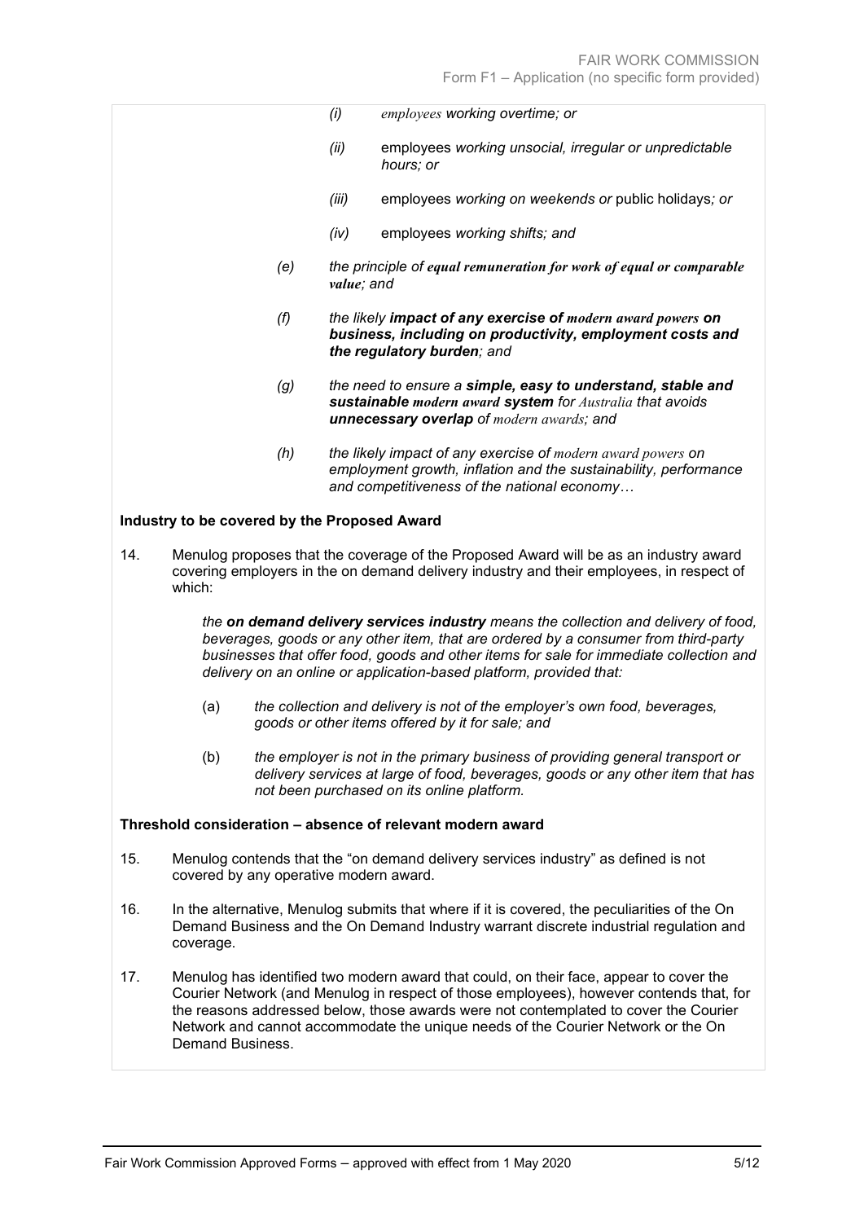*(i) employees working overtime; or*

*(ii) employees working unsocial, irregular or unpredictable hours; or*

*(iii) employees working on weekends or public holidays; or*

*(iv) employees working shifts; and*

*(e) the principle of **equal remuneration for work of equal or comparable value**; and*

*(f) the likely **impact of any exercise of modern award powers on business, including on productivity, employment costs and the regulatory burden**; and*

*(g) the need to ensure a **simple, easy to understand, stable and sustainable modern award system** for Australia that avoids **unnecessary overlap** of modern awards; and*

*(h) the likely impact of any exercise of modern award powers on employment growth, inflation and the sustainability, performance and competitiveness of the national economy…*

**Industry to be covered by the Proposed Award**

14. Menulog proposes that the coverage of the Proposed Award will be as an industry award covering employers in the on demand delivery industry and their employees, in respect of which:

> *the **on demand delivery services industry** means the collection and delivery of food, beverages, goods or any other item, that are ordered by a consumer from third-party businesses that offer food, goods and other items for sale for immediate collection and delivery on an online or application-based platform, provided that:*
>
> (a) *the collection and delivery is not of the employer's own food, beverages, goods or other items offered by it for sale; and*
>
> (b) *the employer is not in the primary business of providing general transport or delivery services at large of food, beverages, goods or any other item that has not been purchased on its online platform.*

**Threshold consideration – absence of relevant modern award**

15. Menulog contends that the "on demand delivery services industry" as defined is not covered by any operative modern award.

16. In the alternative, Menulog submits that where if it is covered, the peculiarities of the On Demand Business and the On Demand Industry warrant discrete industrial regulation and coverage.

17. Menulog has identified two modern award that could, on their face, appear to cover the Courier Network (and Menulog in respect of those employees), however contends that, for the reasons addressed below, those awards were not contemplated to cover the Courier Network and cannot accommodate the unique needs of the Courier Network or the On Demand Business.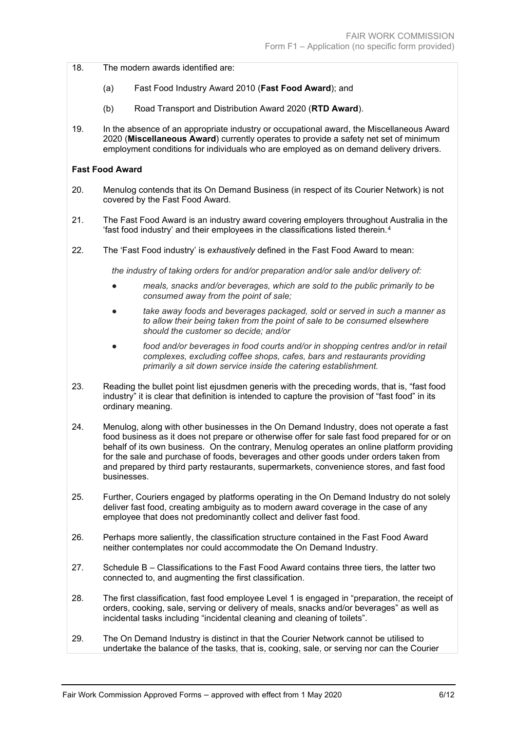18. The modern awards identified are:

    (a) Fast Food Industry Award 2010 (**Fast Food Award**); and

    (b) Road Transport and Distribution Award 2020 (**RTD Award**).

19. In the absence of an appropriate industry or occupational award, the Miscellaneous Award 2020 (**Miscellaneous Award**) currently operates to provide a safety net set of minimum employment conditions for individuals who are employed as on demand delivery drivers.

**Fast Food Award**

20. Menulog contends that its On Demand Business (in respect of its Courier Network) is not covered by the Fast Food Award.

21. The Fast Food Award is an industry award covering employers throughout Australia in the 'fast food industry' and their employees in the classifications listed therein.[4]

22. The 'Fast Food industry' is *exhaustively* defined in the Fast Food Award to mean:

    *the industry of taking orders for and/or preparation and/or sale and/or delivery of:*

    - *meals, snacks and/or beverages, which are sold to the public primarily to be consumed away from the point of sale;*
    - *take away foods and beverages packaged, sold or served in such a manner as to allow their being taken from the point of sale to be consumed elsewhere should the customer so decide; and/or*
    - *food and/or beverages in food courts and/or in shopping centres and/or in retail complexes, excluding coffee shops, cafes, bars and restaurants providing primarily a sit down service inside the catering establishment.*

23. Reading the bullet point list ejusdmen generis with the preceding words, that is, "fast food industry" it is clear that definition is intended to capture the provision of "fast food" in its ordinary meaning.

24. Menulog, along with other businesses in the On Demand Industry, does not operate a fast food business as it does not prepare or otherwise offer for sale fast food prepared for or on behalf of its own business. On the contrary, Menulog operates an online platform providing for the sale and purchase of foods, beverages and other goods under orders taken from and prepared by third party restaurants, supermarkets, convenience stores, and fast food businesses.

25. Further, Couriers engaged by platforms operating in the On Demand Industry do not solely deliver fast food, creating ambiguity as to modern award coverage in the case of any employee that does not predominantly collect and deliver fast food.

26. Perhaps more saliently, the classification structure contained in the Fast Food Award neither contemplates nor could accommodate the On Demand Industry.

27. Schedule B – Classifications to the Fast Food Award contains three tiers, the latter two connected to, and augmenting the first classification.

28. The first classification, fast food employee Level 1 is engaged in "preparation, the receipt of orders, cooking, sale, serving or delivery of meals, snacks and/or beverages" as well as incidental tasks including "incidental cleaning and cleaning of toilets".

29. The On Demand Industry is distinct in that the Courier Network cannot be utilised to undertake the balance of the tasks, that is, cooking, sale, or serving nor can the Courier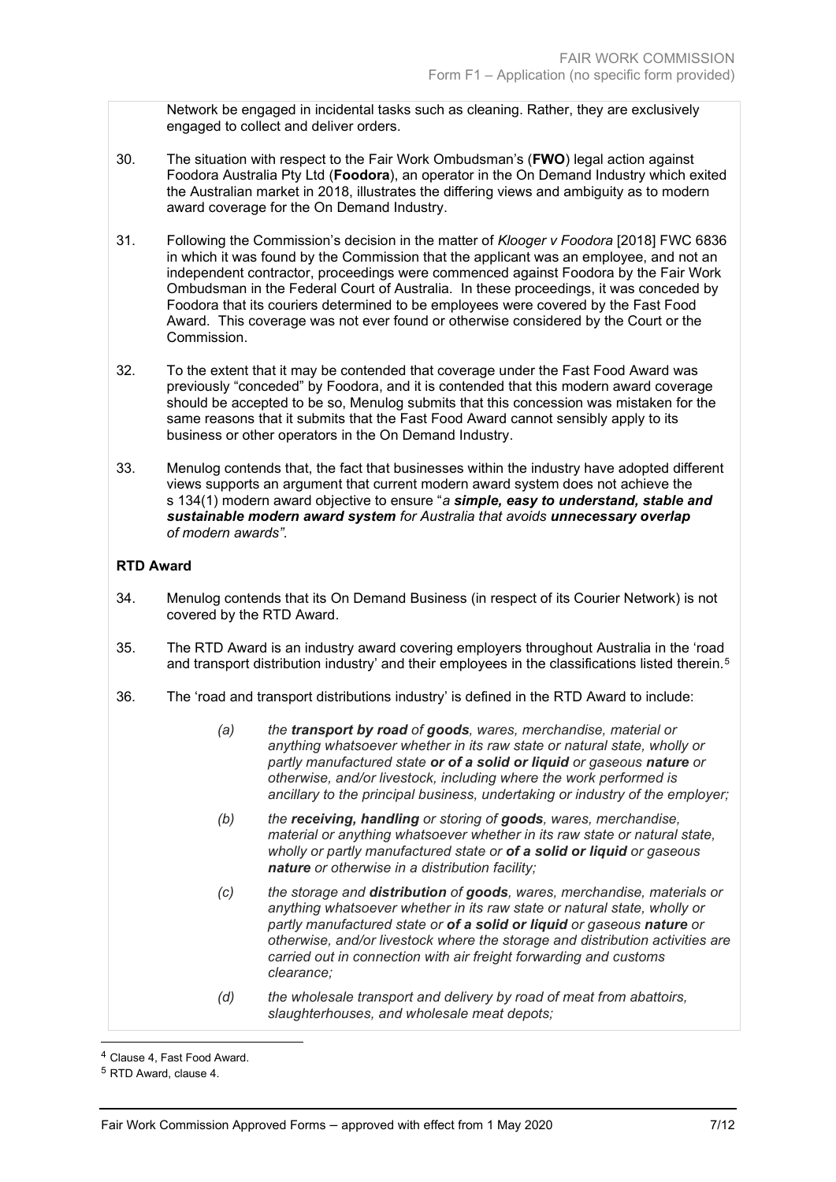Network be engaged in incidental tasks such as cleaning. Rather, they are exclusively engaged to collect and deliver orders.

30. The situation with respect to the Fair Work Ombudsman's (**FWO**) legal action against Foodora Australia Pty Ltd (**Foodora**), an operator in the On Demand Industry which exited the Australian market in 2018, illustrates the differing views and ambiguity as to modern award coverage for the On Demand Industry.

31. Following the Commission's decision in the matter of *Klooger v Foodora* [2018] FWC 6836 in which it was found by the Commission that the applicant was an employee, and not an independent contractor, proceedings were commenced against Foodora by the Fair Work Ombudsman in the Federal Court of Australia. In these proceedings, it was conceded by Foodora that its couriers determined to be employees were covered by the Fast Food Award. This coverage was not ever found or otherwise considered by the Court or the Commission.

32. To the extent that it may be contended that coverage under the Fast Food Award was previously "conceded" by Foodora, and it is contended that this modern award coverage should be accepted to be so, Menulog submits that this concession was mistaken for the same reasons that it submits that the Fast Food Award cannot sensibly apply to its business or other operators in the On Demand Industry.

33. Menulog contends that, the fact that businesses within the industry have adopted different views supports an argument that current modern award system does not achieve the s 134(1) modern award objective to ensure "*a **simple, easy to understand, stable and sustainable modern award system** for Australia that avoids **unnecessary overlap** of modern awards".*

**RTD Award**

34. Menulog contends that its On Demand Business (in respect of its Courier Network) is not covered by the RTD Award.

35. The RTD Award is an industry award covering employers throughout Australia in the 'road and transport distribution industry' and their employees in the classifications listed therein.[5]

36. The 'road and transport distributions industry' is defined in the RTD Award to include:

    *(a) the **transport by road** of **goods**, wares, merchandise, material or anything whatsoever whether in its raw state or natural state, wholly or partly manufactured state **or of a solid or liquid** or gaseous **nature** or otherwise, and/or livestock, including where the work performed is ancillary to the principal business, undertaking or industry of the employer;*

    *(b) the **receiving, handling** or storing of **goods**, wares, merchandise, material or anything whatsoever whether in its raw state or natural state, wholly or partly manufactured state or **of a solid or liquid** or gaseous **nature** or otherwise in a distribution facility;*

    *(c) the storage and **distribution** of **goods**, wares, merchandise, materials or anything whatsoever whether in its raw state or natural state, wholly or partly manufactured state or **of a solid or liquid** or gaseous **nature** or otherwise, and/or livestock where the storage and distribution activities are carried out in connection with air freight forwarding and customs clearance;*

    *(d) the wholesale transport and delivery by road of meat from abattoirs, slaughterhouses, and wholesale meat depots;*

---

[4] Clause 4, Fast Food Award.

[5] RTD Award, clause 4.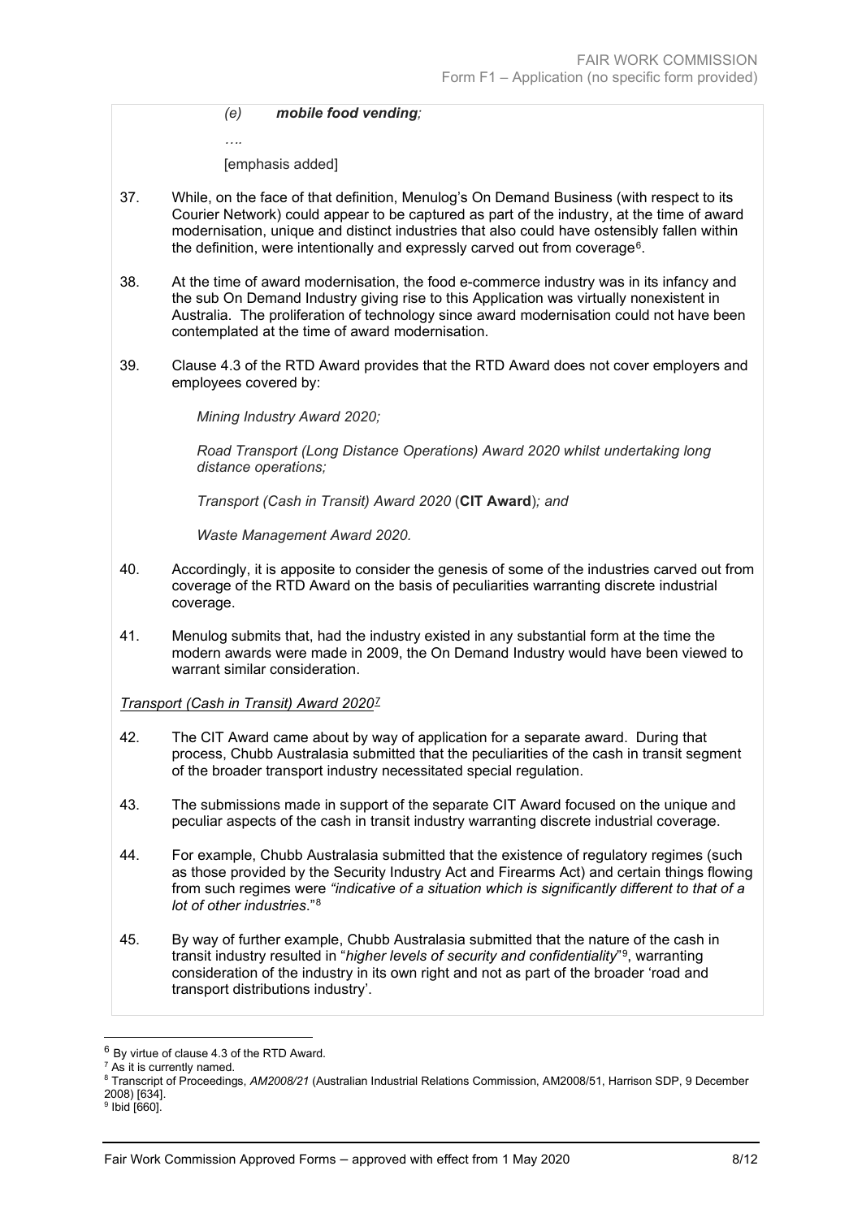*(e)* ***mobile food vending****;*

*….*

[emphasis added]

37. While, on the face of that definition, Menulog's On Demand Business (with respect to its Courier Network) could appear to be captured as part of the industry, at the time of award modernisation, unique and distinct industries that also could have ostensibly fallen within the definition, were intentionally and expressly carved out from coverage[6].

38. At the time of award modernisation, the food e-commerce industry was in its infancy and the sub On Demand Industry giving rise to this Application was virtually nonexistent in Australia. The proliferation of technology since award modernisation could not have been contemplated at the time of award modernisation.

39. Clause 4.3 of the RTD Award provides that the RTD Award does not cover employers and employees covered by:

    *Mining Industry Award 2020;*

    *Road Transport (Long Distance Operations) Award 2020 whilst undertaking long distance operations;*

    *Transport (Cash in Transit) Award 2020* (**CIT Award**)*; and*

    *Waste Management Award 2020.*

40. Accordingly, it is apposite to consider the genesis of some of the industries carved out from coverage of the RTD Award on the basis of peculiarities warranting discrete industrial coverage.

41. Menulog submits that, had the industry existed in any substantial form at the time the modern awards were made in 2009, the On Demand Industry would have been viewed to warrant similar consideration.

*Transport (Cash in Transit) Award 2020*[7]

42. The CIT Award came about by way of application for a separate award. During that process, Chubb Australasia submitted that the peculiarities of the cash in transit segment of the broader transport industry necessitated special regulation.

43. The submissions made in support of the separate CIT Award focused on the unique and peculiar aspects of the cash in transit industry warranting discrete industrial coverage.

44. For example, Chubb Australasia submitted that the existence of regulatory regimes (such as those provided by the Security Industry Act and Firearms Act) and certain things flowing from such regimes were *"indicative of a situation which is significantly different to that of a lot of other industries*."[8]

45. By way of further example, Chubb Australasia submitted that the nature of the cash in transit industry resulted in "*higher levels of security and confidentiality*"[9], warranting consideration of the industry in its own right and not as part of the broader 'road and transport distributions industry'.

---

[6] By virtue of clause 4.3 of the RTD Award.

[7] As it is currently named.

[8] Transcript of Proceedings, *AM2008/21* (Australian Industrial Relations Commission, AM2008/51, Harrison SDP, 9 December 2008) [634].

[9] Ibid [660].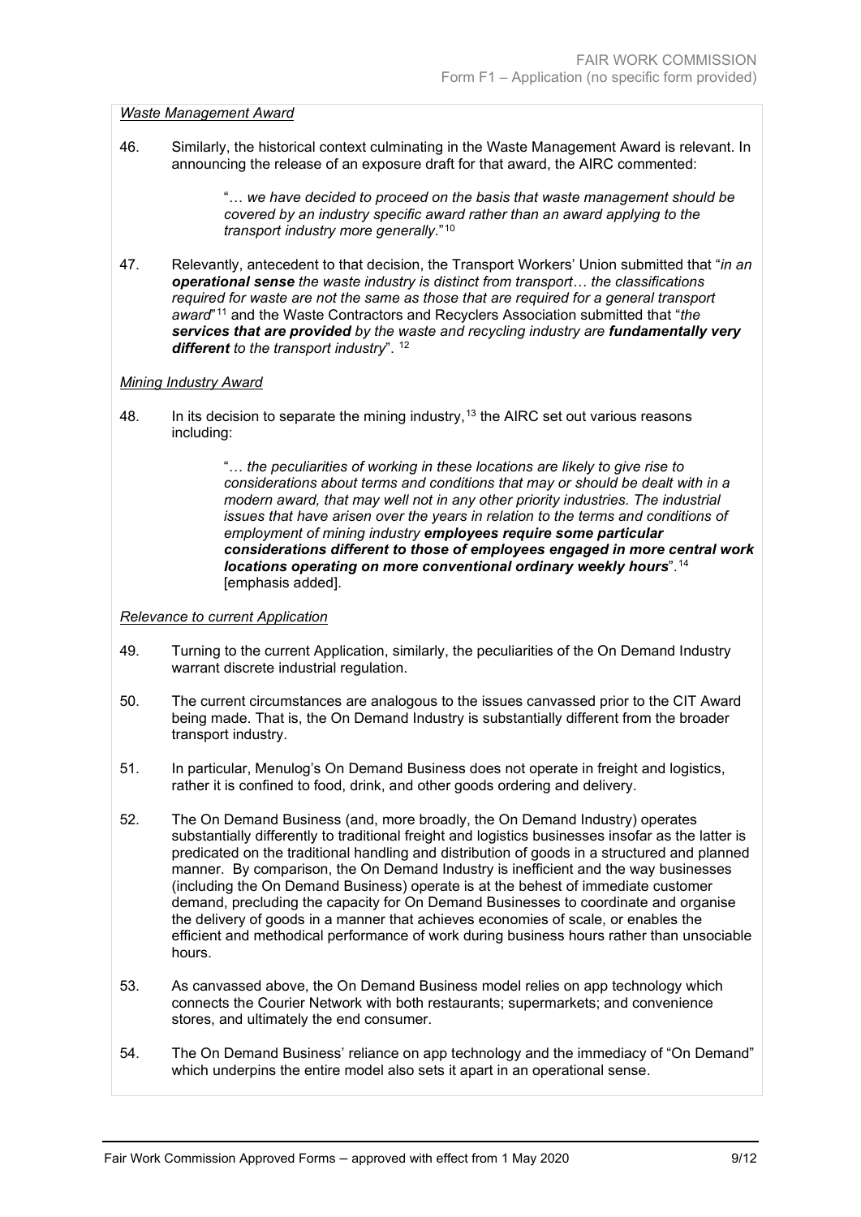*Waste Management Award*

46. Similarly, the historical context culminating in the Waste Management Award is relevant. In announcing the release of an exposure draft for that award, the AIRC commented:

> "… *we have decided to proceed on the basis that waste management should be covered by an industry specific award rather than an award applying to the transport industry more generally*."[10]

47. Relevantly, antecedent to that decision, the Transport Workers' Union submitted that "*in an **operational sense** the waste industry is distinct from transport… the classifications required for waste are not the same as those that are required for a general transport award*"[11] and the Waste Contractors and Recyclers Association submitted that "*the **services that are provided** by the waste and recycling industry are **fundamentally very different** to the transport industry*". [12]

*Mining Industry Award*

48. In its decision to separate the mining industry,[13] the AIRC set out various reasons including:

> "… *the peculiarities of working in these locations are likely to give rise to considerations about terms and conditions that may or should be dealt with in a modern award, that may well not in any other priority industries. The industrial issues that have arisen over the years in relation to the terms and conditions of employment of mining industry **employees require some particular considerations different to those of employees engaged in more central work locations operating on more conventional ordinary weekly hours***".[14] [emphasis added].

*Relevance to current Application*

49. Turning to the current Application, similarly, the peculiarities of the On Demand Industry warrant discrete industrial regulation.

50. The current circumstances are analogous to the issues canvassed prior to the CIT Award being made. That is, the On Demand Industry is substantially different from the broader transport industry.

51. In particular, Menulog's On Demand Business does not operate in freight and logistics, rather it is confined to food, drink, and other goods ordering and delivery.

52. The On Demand Business (and, more broadly, the On Demand Industry) operates substantially differently to traditional freight and logistics businesses insofar as the latter is predicated on the traditional handling and distribution of goods in a structured and planned manner. By comparison, the On Demand Industry is inefficient and the way businesses (including the On Demand Business) operate is at the behest of immediate customer demand, precluding the capacity for On Demand Businesses to coordinate and organise the delivery of goods in a manner that achieves economies of scale, or enables the efficient and methodical performance of work during business hours rather than unsociable hours.

53. As canvassed above, the On Demand Business model relies on app technology which connects the Courier Network with both restaurants; supermarkets; and convenience stores, and ultimately the end consumer.

54. The On Demand Business' reliance on app technology and the immediacy of "On Demand" which underpins the entire model also sets it apart in an operational sense.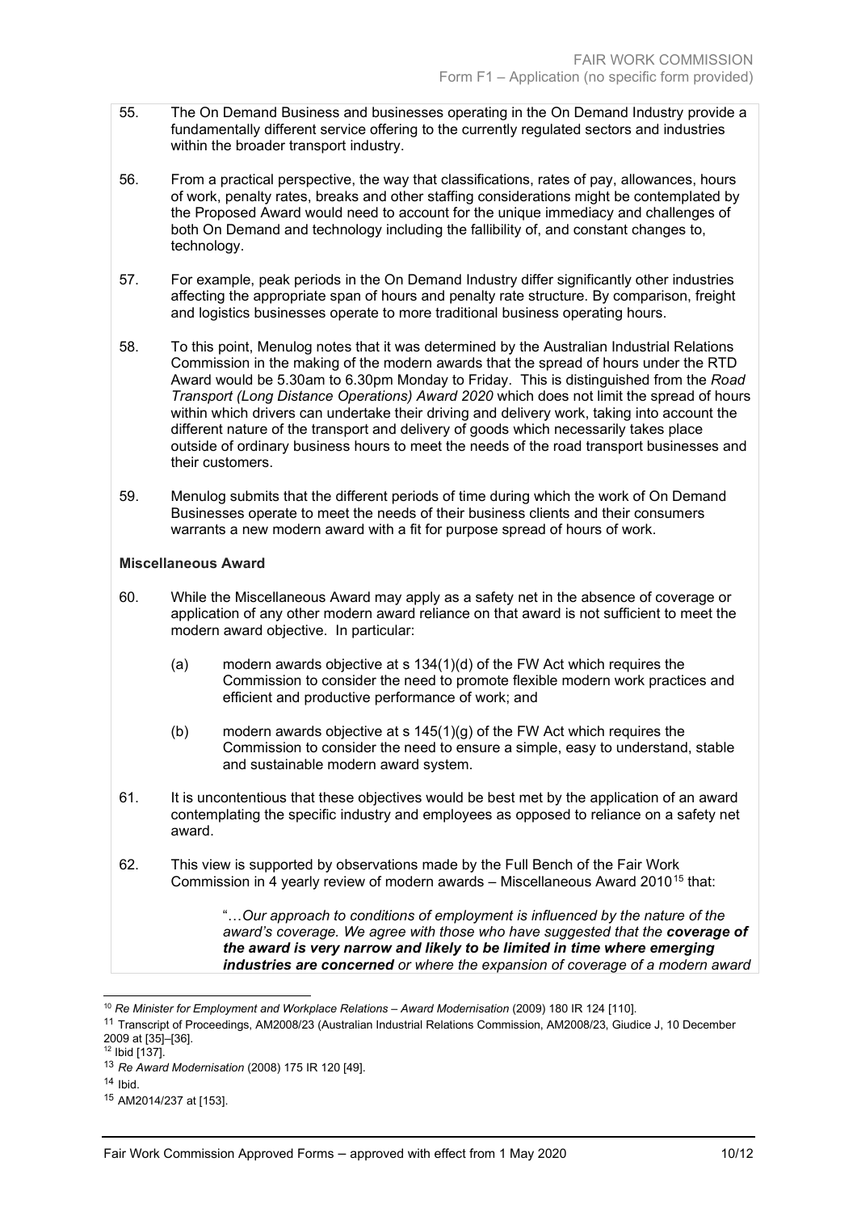55. The On Demand Business and businesses operating in the On Demand Industry provide a fundamentally different service offering to the currently regulated sectors and industries within the broader transport industry.

56. From a practical perspective, the way that classifications, rates of pay, allowances, hours of work, penalty rates, breaks and other staffing considerations might be contemplated by the Proposed Award would need to account for the unique immediacy and challenges of both On Demand and technology including the fallibility of, and constant changes to, technology.

57. For example, peak periods in the On Demand Industry differ significantly other industries affecting the appropriate span of hours and penalty rate structure. By comparison, freight and logistics businesses operate to more traditional business operating hours.

58. To this point, Menulog notes that it was determined by the Australian Industrial Relations Commission in the making of the modern awards that the spread of hours under the RTD Award would be 5.30am to 6.30pm Monday to Friday. This is distinguished from the *Road Transport (Long Distance Operations) Award 2020* which does not limit the spread of hours within which drivers can undertake their driving and delivery work, taking into account the different nature of the transport and delivery of goods which necessarily takes place outside of ordinary business hours to meet the needs of the road transport businesses and their customers.

59. Menulog submits that the different periods of time during which the work of On Demand Businesses operate to meet the needs of their business clients and their consumers warrants a new modern award with a fit for purpose spread of hours of work.

**Miscellaneous Award**

60. While the Miscellaneous Award may apply as a safety net in the absence of coverage or application of any other modern award reliance on that award is not sufficient to meet the modern award objective. In particular:

    (a) modern awards objective at s 134(1)(d) of the FW Act which requires the Commission to consider the need to promote flexible modern work practices and efficient and productive performance of work; and

    (b) modern awards objective at s 145(1)(g) of the FW Act which requires the Commission to consider the need to ensure a simple, easy to understand, stable and sustainable modern award system.

61. It is uncontentious that these objectives would be best met by the application of an award contemplating the specific industry and employees as opposed to reliance on a safety net award.

62. This view is supported by observations made by the Full Bench of the Fair Work Commission in 4 yearly review of modern awards – Miscellaneous Award 2010[15] that:

> "…*Our approach to conditions of employment is influenced by the nature of the award's coverage. We agree with those who have suggested that the* ***coverage of the award is very narrow and likely to be limited in time where emerging industries are concerned*** *or where the expansion of coverage of a modern award*

---

[10] *Re Minister for Employment and Workplace Relations – Award Modernisation* (2009) 180 IR 124 [110].

[11] Transcript of Proceedings, AM2008/23 (Australian Industrial Relations Commission, AM2008/23, Giudice J, 10 December 2009 at [35]–[36].

[12] Ibid [137].

[13] *Re Award Modernisation* (2008) 175 IR 120 [49].

[14] Ibid.

[15] AM2014/237 at [153].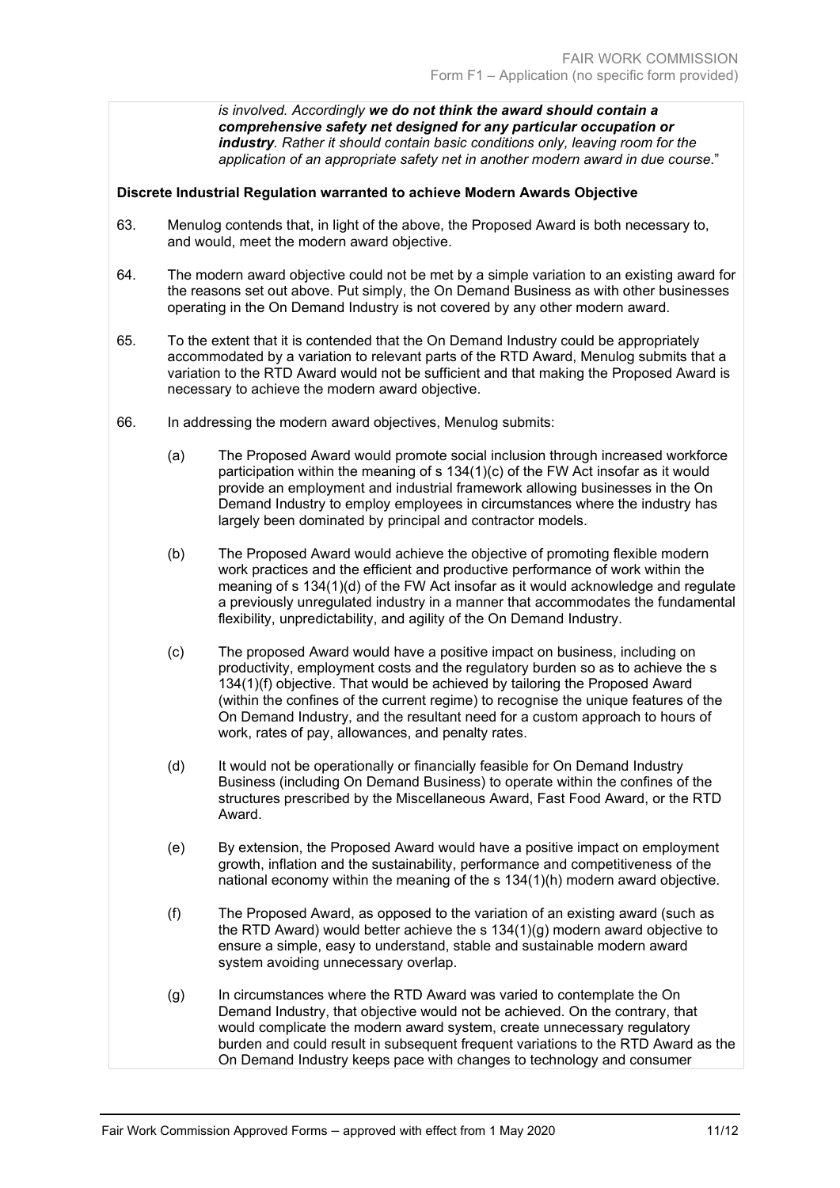*is involved. Accordingly **we do not think the award should contain a comprehensive safety net designed for any particular occupation or industry**. Rather it should contain basic conditions only, leaving room for the application of an appropriate safety net in another modern award in due course*."

**Discrete Industrial Regulation warranted to achieve Modern Awards Objective**

63. Menulog contends that, in light of the above, the Proposed Award is both necessary to, and would, meet the modern award objective.

64. The modern award objective could not be met by a simple variation to an existing award for the reasons set out above. Put simply, the On Demand Business as with other businesses operating in the On Demand Industry is not covered by any other modern award.

65. To the extent that it is contended that the On Demand Industry could be appropriately accommodated by a variation to relevant parts of the RTD Award, Menulog submits that a variation to the RTD Award would not be sufficient and that making the Proposed Award is necessary to achieve the modern award objective.

66. In addressing the modern award objectives, Menulog submits:

    (a) The Proposed Award would promote social inclusion through increased workforce participation within the meaning of s 134(1)(c) of the FW Act insofar as it would provide an employment and industrial framework allowing businesses in the On Demand Industry to employ employees in circumstances where the industry has largely been dominated by principal and contractor models.

    (b) The Proposed Award would achieve the objective of promoting flexible modern work practices and the efficient and productive performance of work within the meaning of s 134(1)(d) of the FW Act insofar as it would acknowledge and regulate a previously unregulated industry in a manner that accommodates the fundamental flexibility, unpredictability, and agility of the On Demand Industry.

    (c) The proposed Award would have a positive impact on business, including on productivity, employment costs and the regulatory burden so as to achieve the s 134(1)(f) objective. That would be achieved by tailoring the Proposed Award (within the confines of the current regime) to recognise the unique features of the On Demand Industry, and the resultant need for a custom approach to hours of work, rates of pay, allowances, and penalty rates.

    (d) It would not be operationally or financially feasible for On Demand Industry Business (including On Demand Business) to operate within the confines of the structures prescribed by the Miscellaneous Award, Fast Food Award, or the RTD Award.

    (e) By extension, the Proposed Award would have a positive impact on employment growth, inflation and the sustainability, performance and competitiveness of the national economy within the meaning of the s 134(1)(h) modern award objective.

    (f) The Proposed Award, as opposed to the variation of an existing award (such as the RTD Award) would better achieve the s 134(1)(g) modern award objective to ensure a simple, easy to understand, stable and sustainable modern award system avoiding unnecessary overlap.

    (g) In circumstances where the RTD Award was varied to contemplate the On Demand Industry, that objective would not be achieved. On the contrary, that would complicate the modern award system, create unnecessary regulatory burden and could result in subsequent frequent variations to the RTD Award as the On Demand Industry keeps pace with changes to technology and consumer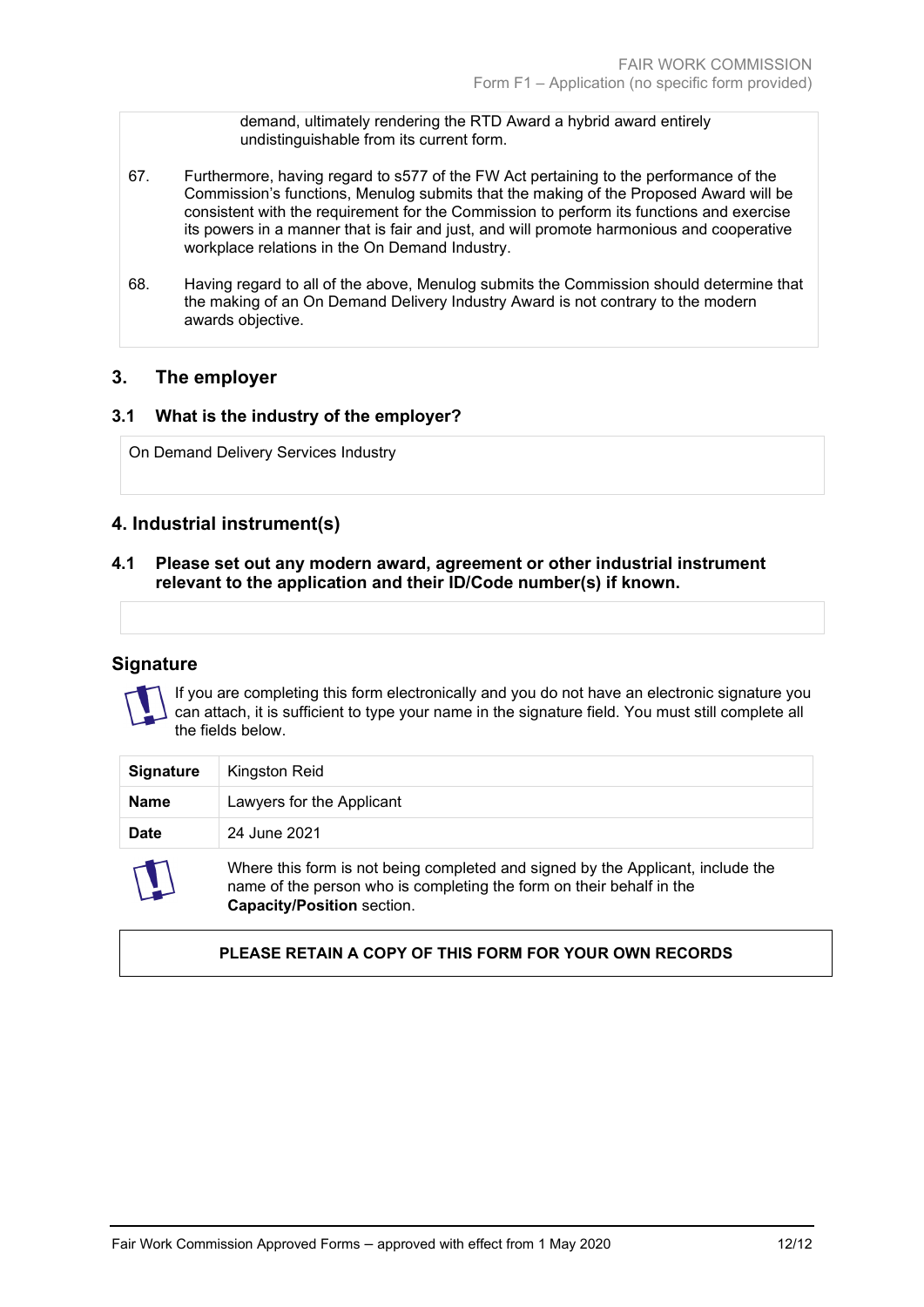demand, ultimately rendering the RTD Award a hybrid award entirely undistinguishable from its current form.

67. Furthermore, having regard to s577 of the FW Act pertaining to the performance of the Commission's functions, Menulog submits that the making of the Proposed Award will be consistent with the requirement for the Commission to perform its functions and exercise its powers in a manner that is fair and just, and will promote harmonious and cooperative workplace relations in the On Demand Industry.

68. Having regard to all of the above, Menulog submits the Commission should determine that the making of an On Demand Delivery Industry Award is not contrary to the modern awards objective.

## 3. The employer

### 3.1 What is the industry of the employer?

On Demand Delivery Services Industry

## 4. Industrial instrument(s)

### 4.1 Please set out any modern award, agreement or other industrial instrument relevant to the application and their ID/Code number(s) if known.

## Signature

If you are completing this form electronically and you do not have an electronic signature you can attach, it is sufficient to type your name in the signature field. You must still complete all the fields below.

| | |
|---|---|
| **Signature** | Kingston Reid |
| **Name** | Lawyers for the Applicant |
| **Date** | 24 June 2021 |

Where this form is not being completed and signed by the Applicant, include the name of the person who is completing the form on their behalf in the **Capacity/Position** section.

**PLEASE RETAIN A COPY OF THIS FORM FOR YOUR OWN RECORDS**